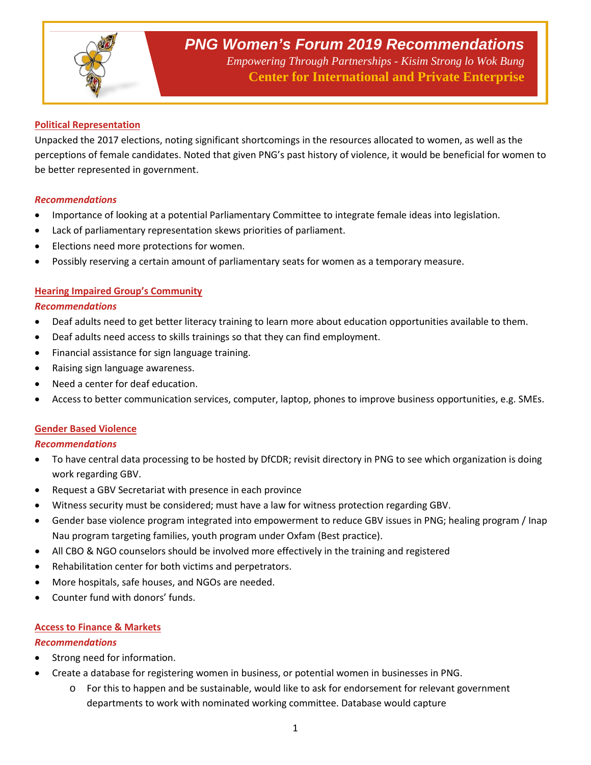# PNG Women's Forum 2019 Recommendations

*Empowering Through Partnerships - Kisim Strong lo Wok Bung*

**Center for International and Private Enterprise**

## Political Representation

Unpacked the 2017 elections, noting significant shortcomings in the resources allocated to women, as well as the perceptions of female candidates. Noted that given PNG's past history of violence, it would be beneficial for women to be better represented in government.

### *Recommendations*

- Importance of looking at a potential Parliamentary Committee to integrate female ideas into legislation.
- Lack of parliamentary representation skews priorities of parliament.
- Elections need more protections for women.
- Possibly reserving a certain amount of parliamentary seats for women as a temporary measure.

## Hearing Impaired Group's Community

### *Recommendations*

- Deaf adults need to get better literacy training to learn more about education opportunities available to them.
- Deaf adults need access to skills trainings so that they can find employment.
- Financial assistance for sign language training.
- Raising sign language awareness.
- Need a center for deaf education.
- Access to better communication services, computer, laptop, phones to improve business opportunities, e.g. SMEs.

## Gender Based Violence

### *Recommendations*

- To have central data processing to be hosted by DfCDR; revisit directory in PNG to see which organization is doing work regarding GBV.
- Request a GBV Secretariat with presence in each province
- Witness security must be considered; must have a law for witness protection regarding GBV.
- Gender base violence program integrated into empowerment to reduce GBV issues in PNG; healing program / Inap Nau program targeting families, youth program under Oxfam (Best practice).
- All CBO & NGO counselors should be involved more effectively in the training and registered
- Rehabilitation center for both victims and perpetrators.
- More hospitals, safe houses, and NGOs are needed.
- Counter fund with donors' funds.

## Access to Finance & Markets

### *Recommendations*

- Strong need for information.
- Create a database for registering women in business, or potential women in businesses in PNG.
  - For this to happen and be sustainable, would like to ask for endorsement for relevant government departments to work with nominated working committee. Database would capture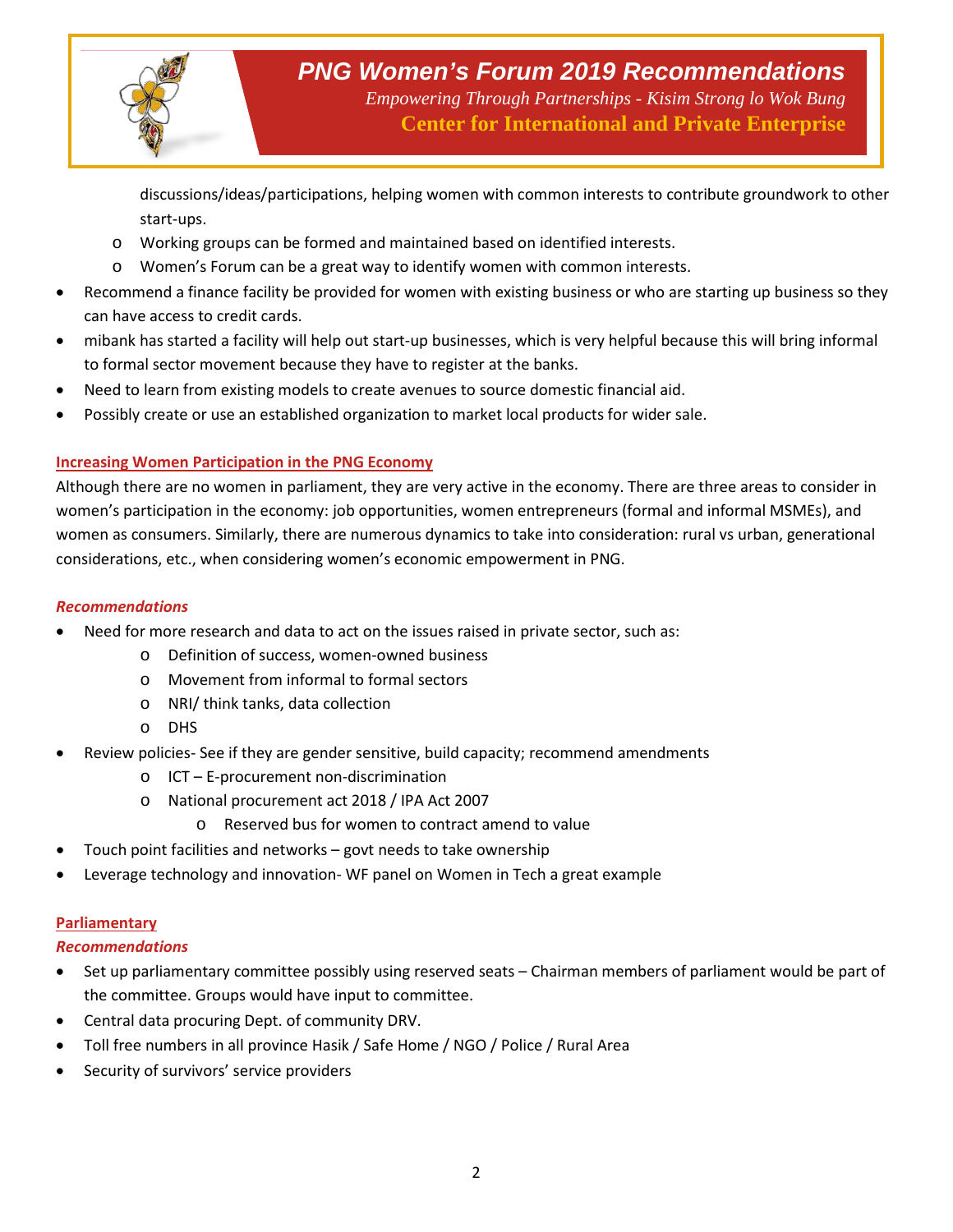discussions/ideas/participations, helping women with common interests to contribute groundwork to other start-ups.
    - Working groups can be formed and maintained based on identified interests.
    - Women's Forum can be a great way to identify women with common interests.
- Recommend a finance facility be provided for women with existing business or who are starting up business so they can have access to credit cards.
- mibank has started a facility will help out start-up businesses, which is very helpful because this will bring informal to formal sector movement because they have to register at the banks.
- Need to learn from existing models to create avenues to source domestic financial aid.
- Possibly create or use an established organization to market local products for wider sale.

## Increasing Women Participation in the PNG Economy

Although there are no women in parliament, they are very active in the economy. There are three areas to consider in women's participation in the economy: job opportunities, women entrepreneurs (formal and informal MSMEs), and women as consumers. Similarly, there are numerous dynamics to take into consideration: rural vs urban, generational considerations, etc., when considering women's economic empowerment in PNG.

### *Recommendations*

- Need for more research and data to act on the issues raised in private sector, such as:
    - Definition of success, women-owned business
    - Movement from informal to formal sectors
    - NRI/ think tanks, data collection
    - DHS
- Review policies- See if they are gender sensitive, build capacity; recommend amendments
    - ICT – E-procurement non-discrimination
    - National procurement act 2018 / IPA Act 2007
        - Reserved bus for women to contract amend to value
- Touch point facilities and networks – govt needs to take ownership
- Leverage technology and innovation- WF panel on Women in Tech a great example

## Parliamentary

### *Recommendations*

- Set up parliamentary committee possibly using reserved seats – Chairman members of parliament would be part of the committee. Groups would have input to committee.
- Central data procuring Dept. of community DRV.
- Toll free numbers in all province Hasik / Safe Home / NGO / Police / Rural Area
- Security of survivors' service providers